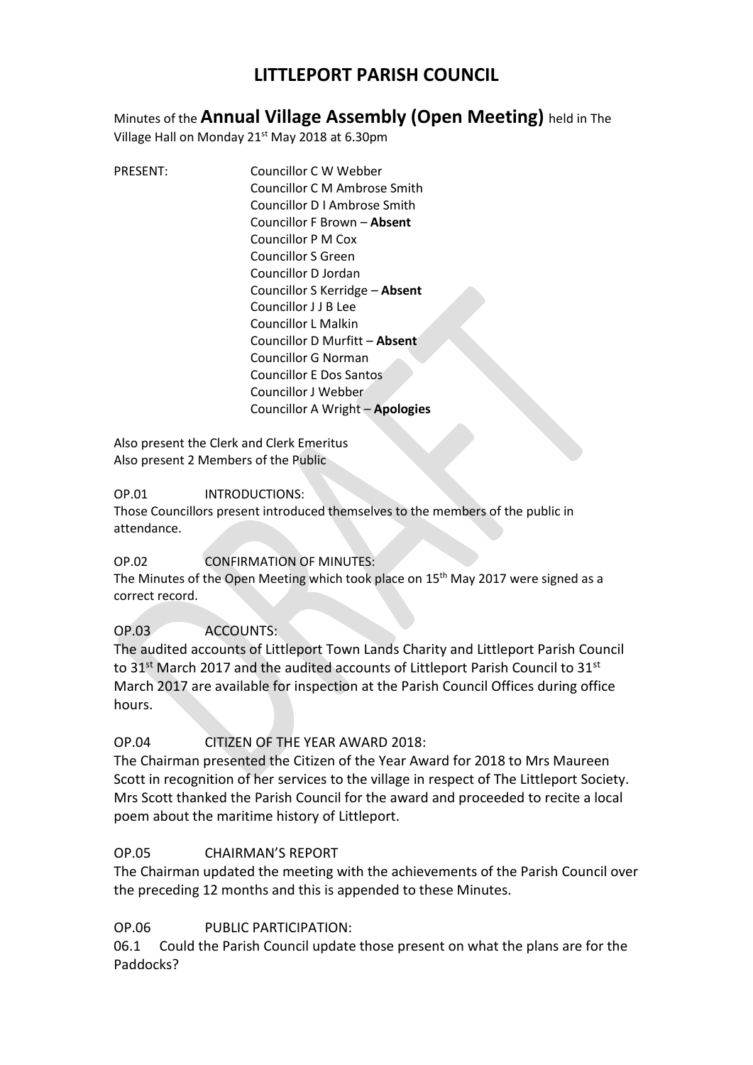# LITTLEPORT PARISH COUNCIL

Minutes of the **Annual Village Assembly (Open Meeting)** held in The Village Hall on Monday 21st May 2018 at 6.30pm

PRESENT:

Councillor C W Webber
Councillor C M Ambrose Smith
Councillor D I Ambrose Smith
Councillor F Brown – **Absent**
Councillor P M Cox
Councillor S Green
Councillor D Jordan
Councillor S Kerridge – **Absent**
Councillor J J B Lee
Councillor L Malkin
Councillor D Murfitt – **Absent**
Councillor G Norman
Councillor E Dos Santos
Councillor J Webber
Councillor A Wright – **Apologies**

Also present the Clerk and Clerk Emeritus
Also present 2 Members of the Public

OP.01 INTRODUCTIONS:

Those Councillors present introduced themselves to the members of the public in attendance.

OP.02 CONFIRMATION OF MINUTES:

The Minutes of the Open Meeting which took place on 15th May 2017 were signed as a correct record.

OP.03 ACCOUNTS:

The audited accounts of Littleport Town Lands Charity and Littleport Parish Council to 31st March 2017 and the audited accounts of Littleport Parish Council to 31st March 2017 are available for inspection at the Parish Council Offices during office hours.

OP.04 CITIZEN OF THE YEAR AWARD 2018:

The Chairman presented the Citizen of the Year Award for 2018 to Mrs Maureen Scott in recognition of her services to the village in respect of The Littleport Society. Mrs Scott thanked the Parish Council for the award and proceeded to recite a local poem about the maritime history of Littleport.

OP.05 CHAIRMAN'S REPORT

The Chairman updated the meeting with the achievements of the Parish Council over the preceding 12 months and this is appended to these Minutes.

OP.06 PUBLIC PARTICIPATION:

06.1 Could the Parish Council update those present on what the plans are for the Paddocks?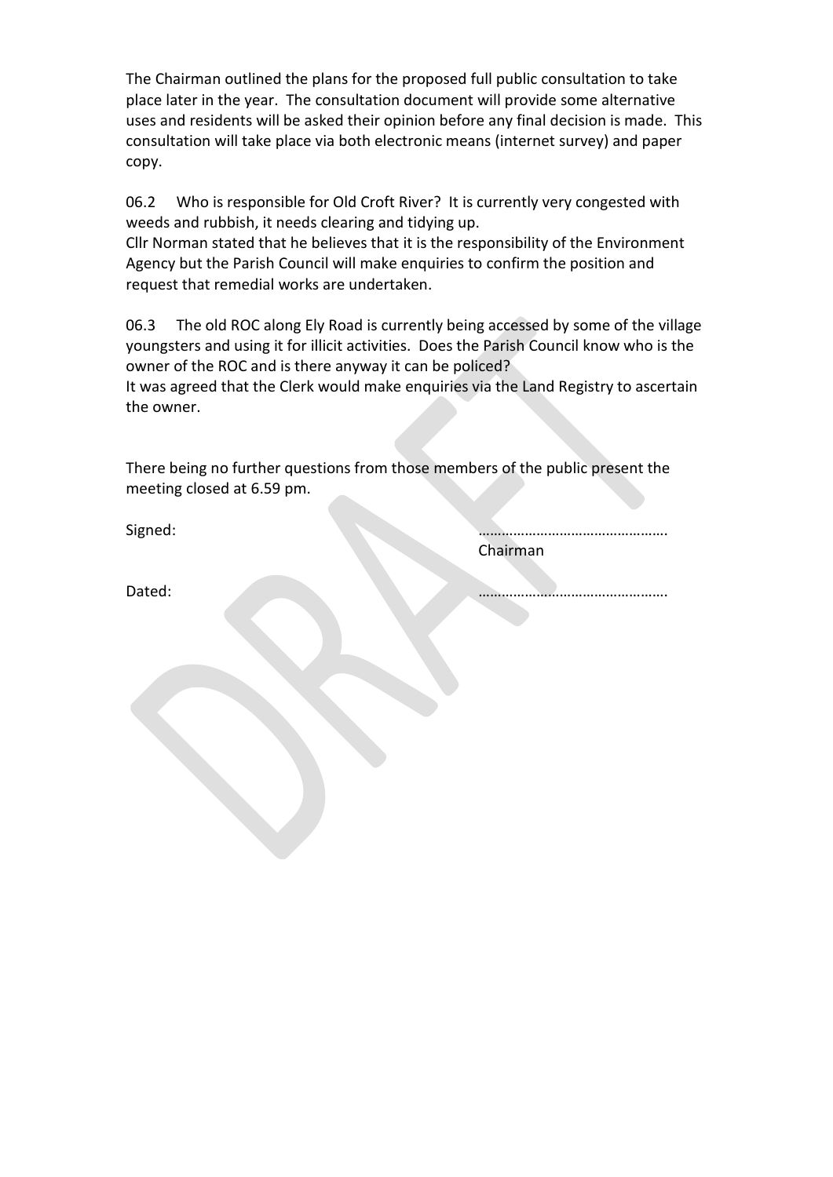The Chairman outlined the plans for the proposed full public consultation to take place later in the year. The consultation document will provide some alternative uses and residents will be asked their opinion before any final decision is made. This consultation will take place via both electronic means (internet survey) and paper copy.

06.2 Who is responsible for Old Croft River? It is currently very congested with weeds and rubbish, it needs clearing and tidying up.
Cllr Norman stated that he believes that it is the responsibility of the Environment Agency but the Parish Council will make enquiries to confirm the position and request that remedial works are undertaken.

06.3 The old ROC along Ely Road is currently being accessed by some of the village youngsters and using it for illicit activities. Does the Parish Council know who is the owner of the ROC and is there anyway it can be policed?
It was agreed that the Clerk would make enquiries via the Land Registry to ascertain the owner.

There being no further questions from those members of the public present the meeting closed at 6.59 pm.

Signed: ………………………………………….
Chairman

Dated: ………………………………………….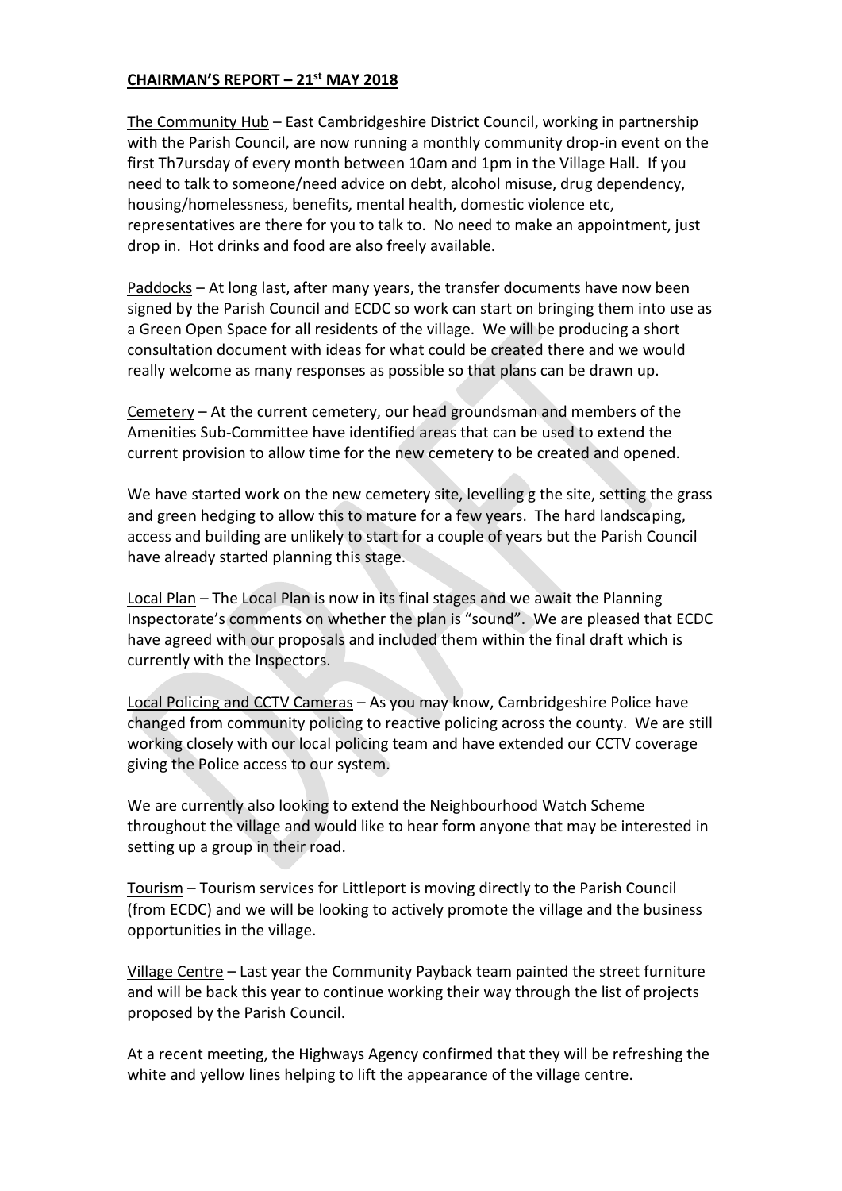**CHAIRMAN'S REPORT – 21st MAY 2018**

The Community Hub – East Cambridgeshire District Council, working in partnership with the Parish Council, are now running a monthly community drop-in event on the first Th7ursday of every month between 10am and 1pm in the Village Hall. If you need to talk to someone/need advice on debt, alcohol misuse, drug dependency, housing/homelessness, benefits, mental health, domestic violence etc, representatives are there for you to talk to. No need to make an appointment, just drop in. Hot drinks and food are also freely available.

Paddocks – At long last, after many years, the transfer documents have now been signed by the Parish Council and ECDC so work can start on bringing them into use as a Green Open Space for all residents of the village. We will be producing a short consultation document with ideas for what could be created there and we would really welcome as many responses as possible so that plans can be drawn up.

Cemetery – At the current cemetery, our head groundsman and members of the Amenities Sub-Committee have identified areas that can be used to extend the current provision to allow time for the new cemetery to be created and opened.

We have started work on the new cemetery site, levelling g the site, setting the grass and green hedging to allow this to mature for a few years. The hard landscaping, access and building are unlikely to start for a couple of years but the Parish Council have already started planning this stage.

Local Plan – The Local Plan is now in its final stages and we await the Planning Inspectorate's comments on whether the plan is "sound". We are pleased that ECDC have agreed with our proposals and included them within the final draft which is currently with the Inspectors.

Local Policing and CCTV Cameras – As you may know, Cambridgeshire Police have changed from community policing to reactive policing across the county. We are still working closely with our local policing team and have extended our CCTV coverage giving the Police access to our system.

We are currently also looking to extend the Neighbourhood Watch Scheme throughout the village and would like to hear form anyone that may be interested in setting up a group in their road.

Tourism – Tourism services for Littleport is moving directly to the Parish Council (from ECDC) and we will be looking to actively promote the village and the business opportunities in the village.

Village Centre – Last year the Community Payback team painted the street furniture and will be back this year to continue working their way through the list of projects proposed by the Parish Council.

At a recent meeting, the Highways Agency confirmed that they will be refreshing the white and yellow lines helping to lift the appearance of the village centre.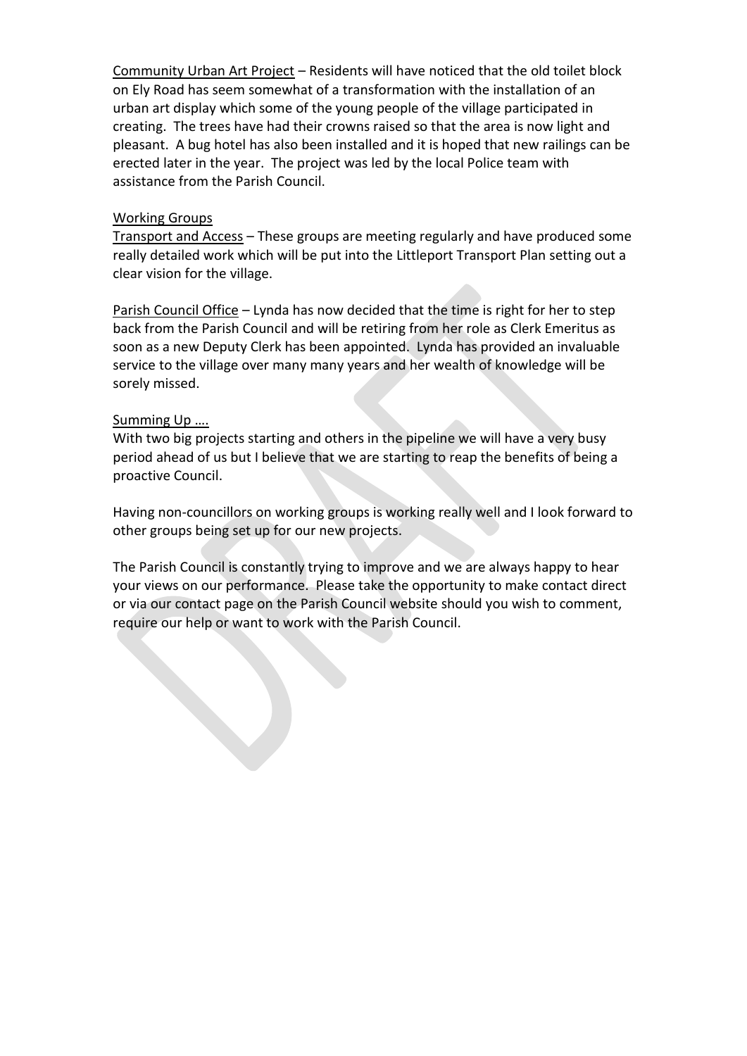Community Urban Art Project – Residents will have noticed that the old toilet block on Ely Road has seem somewhat of a transformation with the installation of an urban art display which some of the young people of the village participated in creating. The trees have had their crowns raised so that the area is now light and pleasant. A bug hotel has also been installed and it is hoped that new railings can be erected later in the year. The project was led by the local Police team with assistance from the Parish Council.

Working Groups

Transport and Access – These groups are meeting regularly and have produced some really detailed work which will be put into the Littleport Transport Plan setting out a clear vision for the village.

Parish Council Office – Lynda has now decided that the time is right for her to step back from the Parish Council and will be retiring from her role as Clerk Emeritus as soon as a new Deputy Clerk has been appointed. Lynda has provided an invaluable service to the village over many many years and her wealth of knowledge will be sorely missed.

Summing Up ….

With two big projects starting and others in the pipeline we will have a very busy period ahead of us but I believe that we are starting to reap the benefits of being a proactive Council.

Having non-councillors on working groups is working really well and I look forward to other groups being set up for our new projects.

The Parish Council is constantly trying to improve and we are always happy to hear your views on our performance. Please take the opportunity to make contact direct or via our contact page on the Parish Council website should you wish to comment, require our help or want to work with the Parish Council.